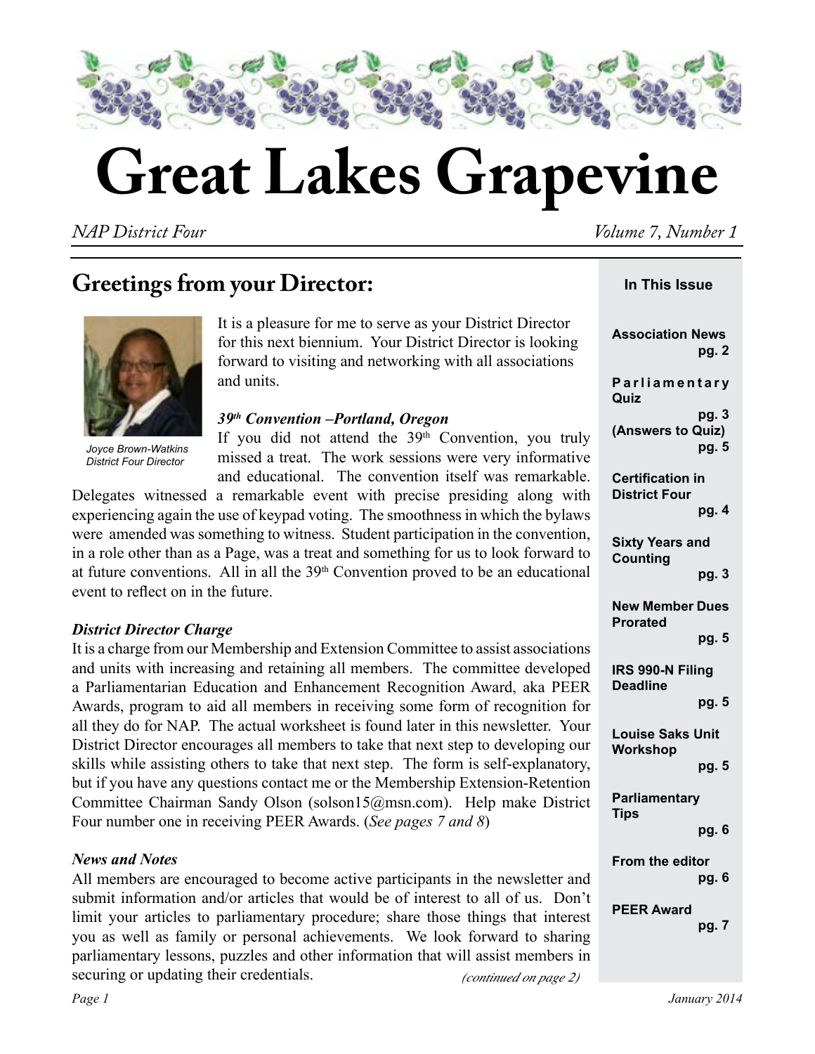# Great Lakes Grapevine

*NAP District Four* *Volume 7, Number 1*

## Greetings from your Director:

*Joyce Brown-Watkins*
*District Four Director*

It is a pleasure for me to serve as your District Director for this next biennium. Your District Director is looking forward to visiting and networking with all associations and units.

### *39th Convention –Portland, Oregon*

If you did not attend the 39th Convention, you truly missed a treat. The work sessions were very informative and educational. The convention itself was remarkable. Delegates witnessed a remarkable event with precise presiding along with experiencing again the use of keypad voting. The smoothness in which the bylaws were amended was something to witness. Student participation in the convention, in a role other than as a Page, was a treat and something for us to look forward to at future conventions. All in all the 39th Convention proved to be an educational event to reflect on in the future.

### *District Director Charge*

It is a charge from our Membership and Extension Committee to assist associations and units with increasing and retaining all members. The committee developed a Parliamentarian Education and Enhancement Recognition Award, aka PEER Awards, program to aid all members in receiving some form of recognition for all they do for NAP. The actual worksheet is found later in this newsletter. Your District Director encourages all members to take that next step to developing our skills while assisting others to take that next step. The form is self-explanatory, but if you have any questions contact me or the Membership Extension-Retention Committee Chairman Sandy Olson (solson15@msn.com). Help make District Four number one in receiving PEER Awards. (*See pages 7 and 8*)

### *News and Notes*

All members are encouraged to become active participants in the newsletter and submit information and/or articles that would be of interest to all of us. Don't limit your articles to parliamentary procedure; share those things that interest you as well as family or personal achievements. We look forward to sharing parliamentary lessons, puzzles and other information that will assist members in securing or updating their credentials.

*(continued on page 2)*

**In This Issue**

- **Association News** pg. 2
- **Parliamentary Quiz** pg. 3
- **(Answers to Quiz)** pg. 5
- **Certification in District Four** pg. 4
- **Sixty Years and Counting** pg. 3
- **New Member Dues Prorated** pg. 5
- **IRS 990-N Filing Deadline** pg. 5
- **Louise Saks Unit Workshop** pg. 5
- **Parliamentary Tips** pg. 6
- **From the editor** pg. 6
- **PEER Award** pg. 7

*January 2014*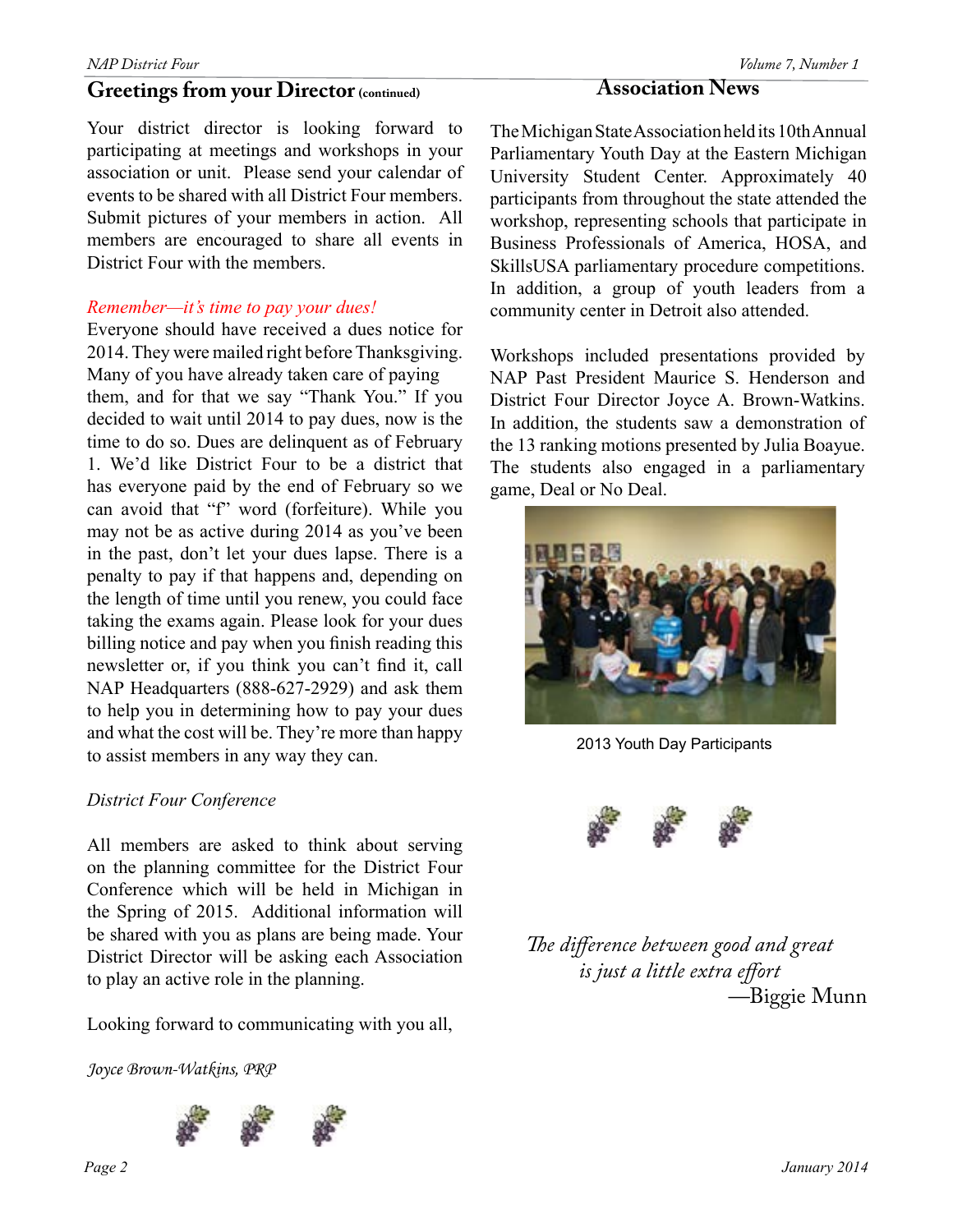## Greetings from your Director (continued)

Your district director is looking forward to participating at meetings and workshops in your association or unit. Please send your calendar of events to be shared with all District Four members. Submit pictures of your members in action. All members are encouraged to share all events in District Four with the members.

*Remember—it's time to pay your dues!*

Everyone should have received a dues notice for 2014. They were mailed right before Thanksgiving. Many of you have already taken care of paying them, and for that we say "Thank You." If you decided to wait until 2014 to pay dues, now is the time to do so. Dues are delinquent as of February 1. We'd like District Four to be a district that has everyone paid by the end of February so we can avoid that "f" word (forfeiture). While you may not be as active during 2014 as you've been in the past, don't let your dues lapse. There is a penalty to pay if that happens and, depending on the length of time until you renew, you could face taking the exams again. Please look for your dues billing notice and pay when you finish reading this newsletter or, if you think you can't find it, call NAP Headquarters (888-627-2929) and ask them to help you in determining how to pay your dues and what the cost will be. They're more than happy to assist members in any way they can.

*District Four Conference*

All members are asked to think about serving on the planning committee for the District Four Conference which will be held in Michigan in the Spring of 2015. Additional information will be shared with you as plans are being made. Your District Director will be asking each Association to play an active role in the planning.

Looking forward to communicating with you all,

*Joyce Brown-Watkins, PRP*

## Association News

The Michigan State Association held its 10th Annual Parliamentary Youth Day at the Eastern Michigan University Student Center. Approximately 40 participants from throughout the state attended the workshop, representing schools that participate in Business Professionals of America, HOSA, and SkillsUSA parliamentary procedure competitions. In addition, a group of youth leaders from a community center in Detroit also attended.

Workshops included presentations provided by NAP Past President Maurice S. Henderson and District Four Director Joyce A. Brown-Watkins. In addition, the students saw a demonstration of the 13 ranking motions presented by Julia Boayue. The students also engaged in a parliamentary game, Deal or No Deal.

2013 Youth Day Participants

*The difference between good and great is just a little extra effort*

—Biggie Munn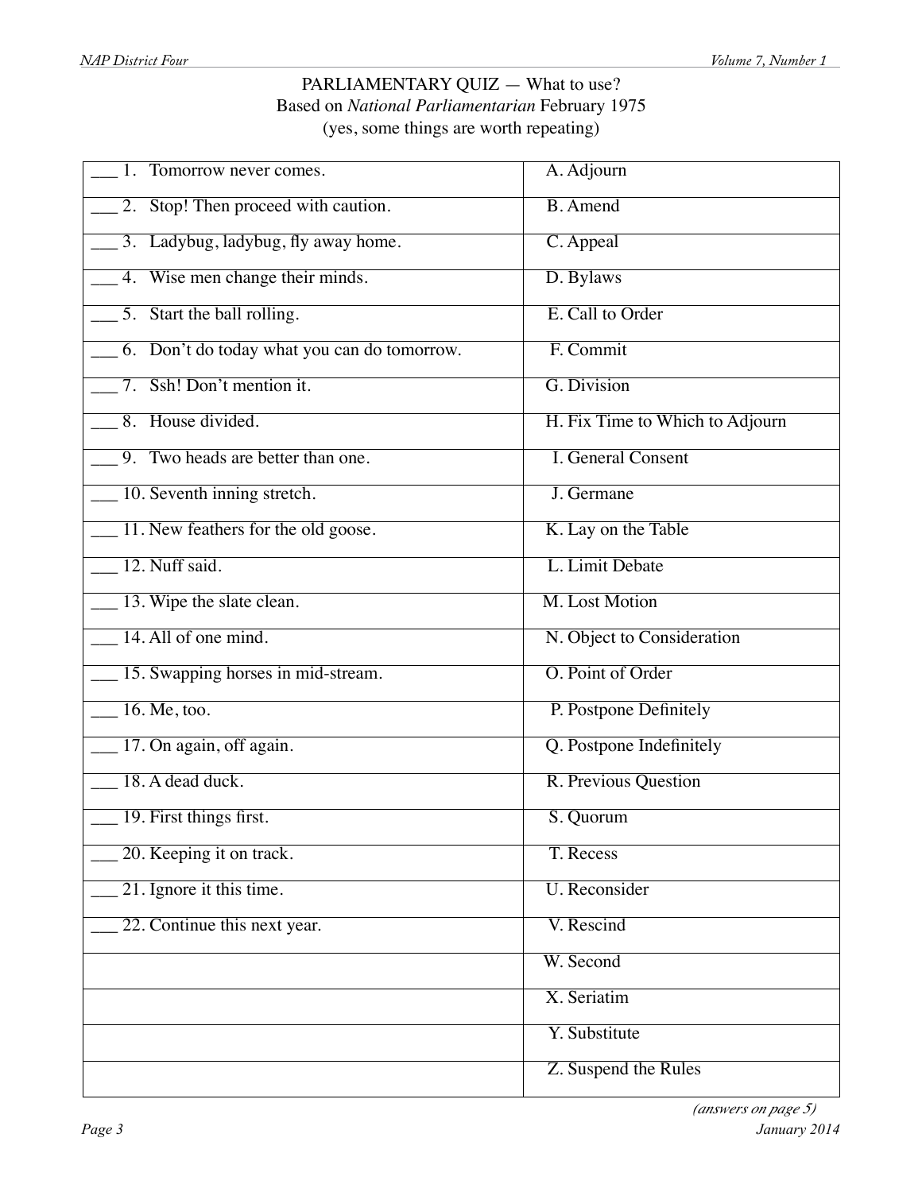# PARLIAMENTARY QUIZ — What to use?

Based on *National Parliamentarian* February 1975
(yes, some things are worth repeating)

| | |
|---|---|
| ___ 1. Tomorrow never comes. | A. Adjourn |
| ___ 2. Stop! Then proceed with caution. | B. Amend |
| ___ 3. Ladybug, ladybug, fly away home. | C. Appeal |
| ___ 4. Wise men change their minds. | D. Bylaws |
| ___ 5. Start the ball rolling. | E. Call to Order |
| ___ 6. Don't do today what you can do tomorrow. | F. Commit |
| ___ 7. Ssh! Don't mention it. | G. Division |
| ___ 8. House divided. | H. Fix Time to Which to Adjourn |
| ___ 9. Two heads are better than one. | I. General Consent |
| ___ 10. Seventh inning stretch. | J. Germane |
| ___ 11. New feathers for the old goose. | K. Lay on the Table |
| ___ 12. Nuff said. | L. Limit Debate |
| ___ 13. Wipe the slate clean. | M. Lost Motion |
| ___ 14. All of one mind. | N. Object to Consideration |
| ___ 15. Swapping horses in mid-stream. | O. Point of Order |
| ___ 16. Me, too. | P. Postpone Definitely |
| ___ 17. On again, off again. | Q. Postpone Indefinitely |
| ___ 18. A dead duck. | R. Previous Question |
| ___ 19. First things first. | S. Quorum |
| ___ 20. Keeping it on track. | T. Recess |
| ___ 21. Ignore it this time. | U. Reconsider |
| ___ 22. Continue this next year. | V. Rescind |
| | W. Second |
| | X. Seriatim |
| | Y. Substitute |
| | Z. Suspend the Rules |

*(answers on page 5)*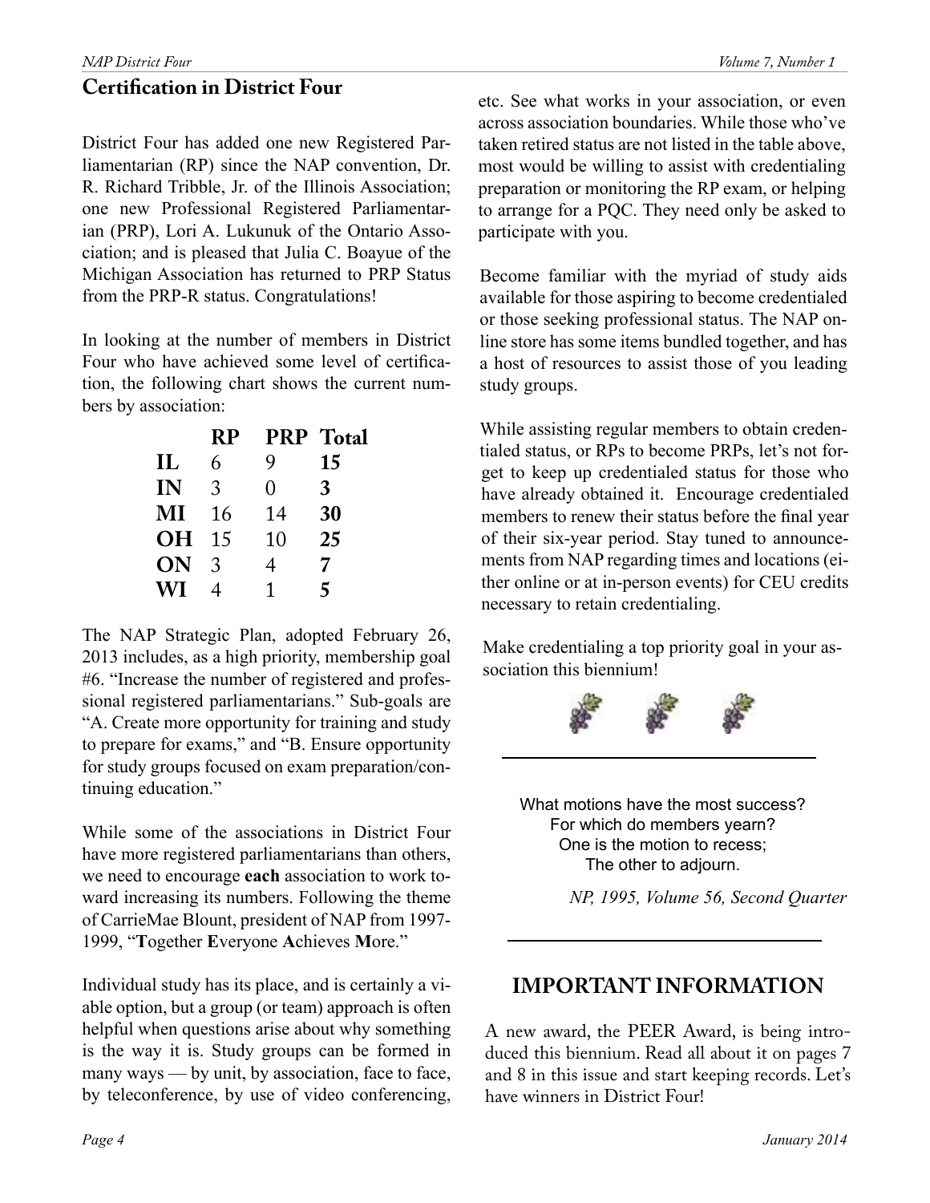## Certification in District Four

District Four has added one new Registered Parliamentarian (RP) since the NAP convention, Dr. R. Richard Tribble, Jr. of the Illinois Association; one new Professional Registered Parliamentarian (PRP), Lori A. Lukunuk of the Ontario Association; and is pleased that Julia C. Boayue of the Michigan Association has returned to PRP Status from the PRP-R status. Congratulations!

In looking at the number of members in District Four who have achieved some level of certification, the following chart shows the current numbers by association:

| | RP | PRP | Total |
|---|---|---|---|
| **IL** | 6 | 9 | **15** |
| **IN** | 3 | 0 | **3** |
| **MI** | 16 | 14 | **30** |
| **OH** | 15 | 10 | **25** |
| **ON** | 3 | 4 | **7** |
| **WI** | 4 | 1 | **5** |

The NAP Strategic Plan, adopted February 26, 2013 includes, as a high priority, membership goal #6. "Increase the number of registered and professional registered parliamentarians." Sub-goals are "A. Create more opportunity for training and study to prepare for exams," and "B. Ensure opportunity for study groups focused on exam preparation/continuing education."

While some of the associations in District Four have more registered parliamentarians than others, we need to encourage **each** association to work toward increasing its numbers. Following the theme of CarrieMae Blount, president of NAP from 1997-1999, "**T**ogether **E**veryone **A**chieves **M**ore."

Individual study has its place, and is certainly a viable option, but a group (or team) approach is often helpful when questions arise about why something is the way it is. Study groups can be formed in many ways — by unit, by association, face to face, by teleconference, by use of video conferencing, etc. See what works in your association, or even across association boundaries. While those who've taken retired status are not listed in the table above, most would be willing to assist with credentialing preparation or monitoring the RP exam, or helping to arrange for a PQC. They need only be asked to participate with you.

Become familiar with the myriad of study aids available for those aspiring to become credentialed or those seeking professional status. The NAP online store has some items bundled together, and has a host of resources to assist those of you leading study groups.

While assisting regular members to obtain credentialed status, or RPs to become PRPs, let's not forget to keep up credentialed status for those who have already obtained it. Encourage credentialed members to renew their status before the final year of their six-year period. Stay tuned to announcements from NAP regarding times and locations (either online or at in-person events) for CEU credits necessary to retain credentialing.

Make credentialing a top priority goal in your association this biennium!

---

What motions have the most success?
For which do members yearn?
One is the motion to recess;
The other to adjourn.

*NP, 1995, Volume 56, Second Quarter*

---

## IMPORTANT INFORMATION

A new award, the PEER Award, is being introduced this biennium. Read all about it on pages 7 and 8 in this issue and start keeping records. Let's have winners in District Four!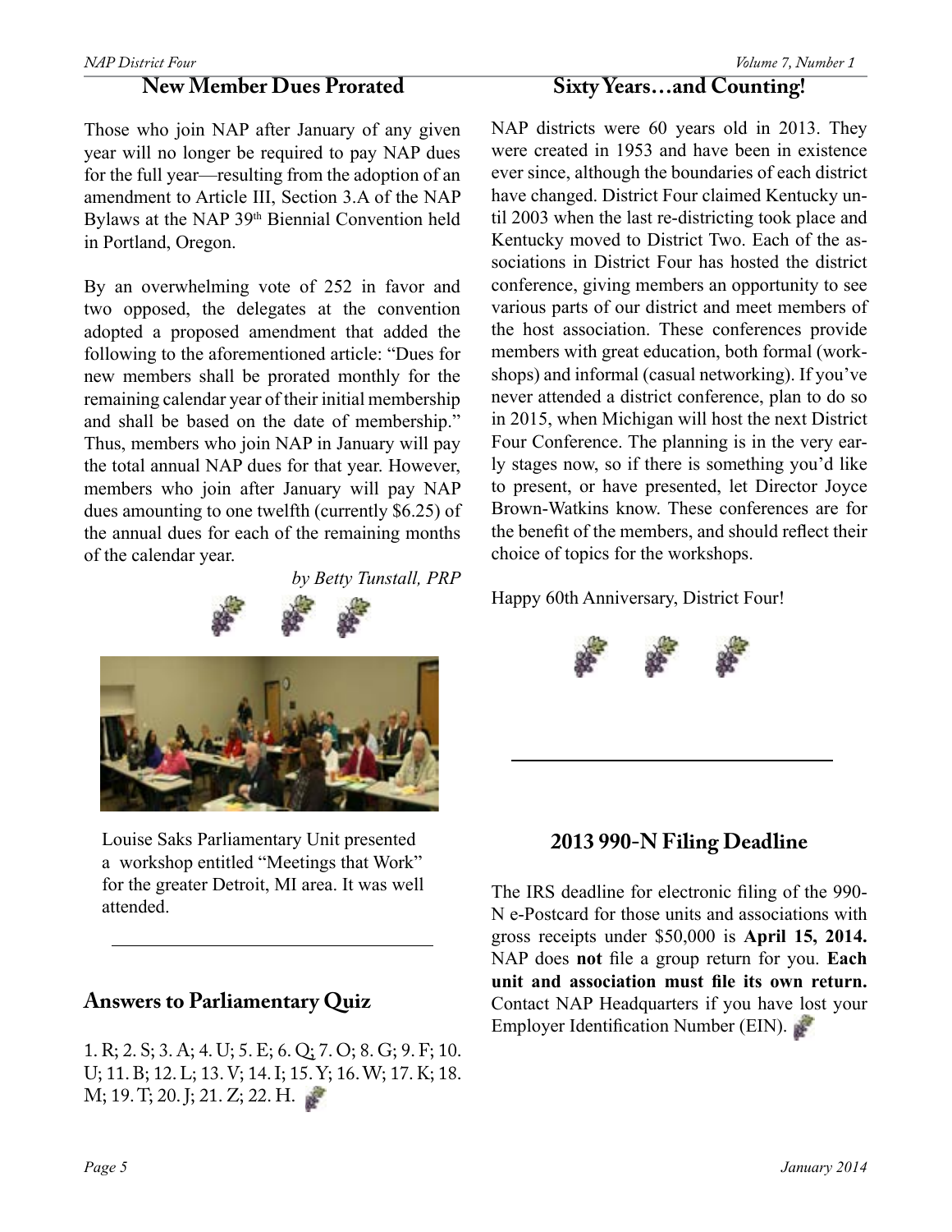## New Member Dues Prorated

Those who join NAP after January of any given year will no longer be required to pay NAP dues for the full year—resulting from the adoption of an amendment to Article III, Section 3.A of the NAP Bylaws at the NAP 39th Biennial Convention held in Portland, Oregon.

By an overwhelming vote of 252 in favor and two opposed, the delegates at the convention adopted a proposed amendment that added the following to the aforementioned article: "Dues for new members shall be prorated monthly for the remaining calendar year of their initial membership and shall be based on the date of membership." Thus, members who join NAP in January will pay the total annual NAP dues for that year. However, members who join after January will pay NAP dues amounting to one twelfth (currently $6.25) of the annual dues for each of the remaining months of the calendar year.

*by Betty Tunstall, PRP*

Louise Saks Parliamentary Unit presented a workshop entitled "Meetings that Work" for the greater Detroit, MI area. It was well attended.

## Answers to Parliamentary Quiz

1. R; 2. S; 3. A; 4. U; 5. E; 6. Q; 7. O; 8. G; 9. F; 10. U; 11. B; 12. L; 13. V; 14. I; 15. Y; 16. W; 17. K; 18. M; 19. T; 20. J; 21. Z; 22. H.

## Sixty Years…and Counting!

NAP districts were 60 years old in 2013. They were created in 1953 and have been in existence ever since, although the boundaries of each district have changed. District Four claimed Kentucky until 2003 when the last re-districting took place and Kentucky moved to District Two. Each of the associations in District Four has hosted the district conference, giving members an opportunity to see various parts of our district and meet members of the host association. These conferences provide members with great education, both formal (workshops) and informal (casual networking). If you've never attended a district conference, plan to do so in 2015, when Michigan will host the next District Four Conference. The planning is in the very early stages now, so if there is something you'd like to present, or have presented, let Director Joyce Brown-Watkins know. These conferences are for the benefit of the members, and should reflect their choice of topics for the workshops.

Happy 60th Anniversary, District Four!

## 2013 990-N Filing Deadline

The IRS deadline for electronic filing of the 990-N e-Postcard for those units and associations with gross receipts under $50,000 is **April 15, 2014.** NAP does **not** file a group return for you. **Each unit and association must file its own return.** Contact NAP Headquarters if you have lost your Employer Identification Number (EIN).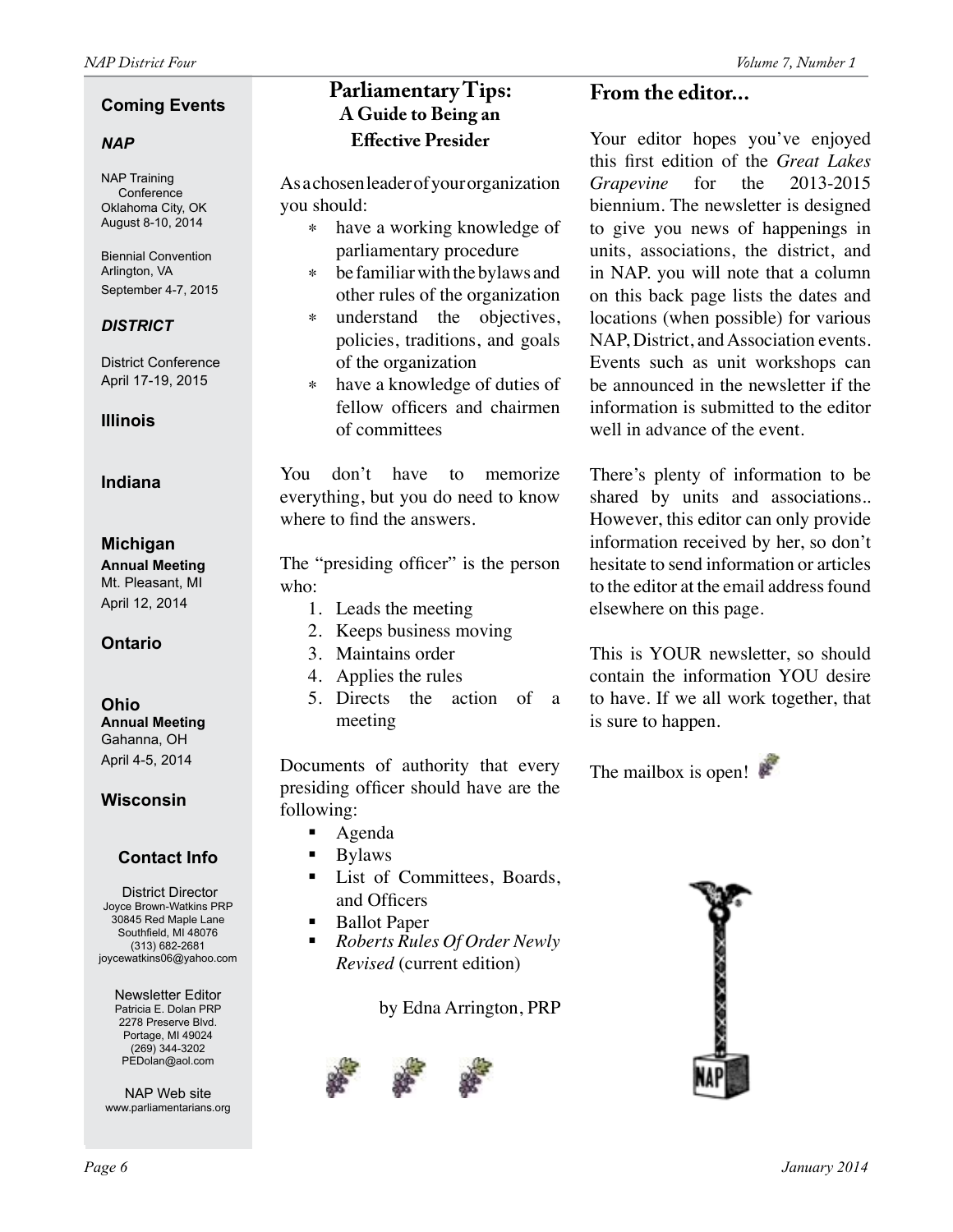## Coming Events

### *NAP*

NAP Training Conference
Oklahoma City, OK
August 8-10, 2014

Biennial Convention
Arlington, VA
September 4-7, 2015

### *DISTRICT*

District Conference
April 17-19, 2015

### Illinois

### Indiana

### Michigan

**Annual Meeting**
Mt. Pleasant, MI
April 12, 2014

### Ontario

### Ohio

**Annual Meeting**
Gahanna, OH
April 4-5, 2014

### Wisconsin

## Contact Info

District Director
Joyce Brown-Watkins PRP
30845 Red Maple Lane
Southfield, MI 48076
(313) 682-2681
joycewatkins06@yahoo.com

Newsletter Editor
Patricia E. Dolan PRP
2278 Preserve Blvd.
Portage, MI 49024
(269) 344-3202
PEDolan@aol.com

NAP Web site
www.parliamentarians.org

## Parliamentary Tips: A Guide to Being an Effective Presider

As a chosen leader of your organization you should:

- have a working knowledge of parliamentary procedure
- be familiar with the bylaws and other rules of the organization
- understand the objectives, policies, traditions, and goals of the organization
- have a knowledge of duties of fellow officers and chairmen of committees

You don't have to memorize everything, but you do need to know where to find the answers.

The "presiding officer" is the person who:

1. Leads the meeting
2. Keeps business moving
3. Maintains order
4. Applies the rules
5. Directs the action of a meeting

Documents of authority that every presiding officer should have are the following:

- Agenda
- Bylaws
- List of Committees, Boards, and Officers
- Ballot Paper
- *Roberts Rules Of Order Newly Revised* (current edition)

by Edna Arrington, PRP

## From the editor...

Your editor hopes you've enjoyed this first edition of the *Great Lakes Grapevine* for the 2013-2015 biennium. The newsletter is designed to give you news of happenings in units, associations, the district, and in NAP. you will note that a column on this back page lists the dates and locations (when possible) for various NAP, District, and Association events. Events such as unit workshops can be announced in the newsletter if the information is submitted to the editor well in advance of the event.

There's plenty of information to be shared by units and associations.. However, this editor can only provide information received by her, so don't hesitate to send information or articles to the editor at the email address found elsewhere on this page.

This is YOUR newsletter, so should contain the information YOU desire to have. If we all work together, that is sure to happen.

The mailbox is open!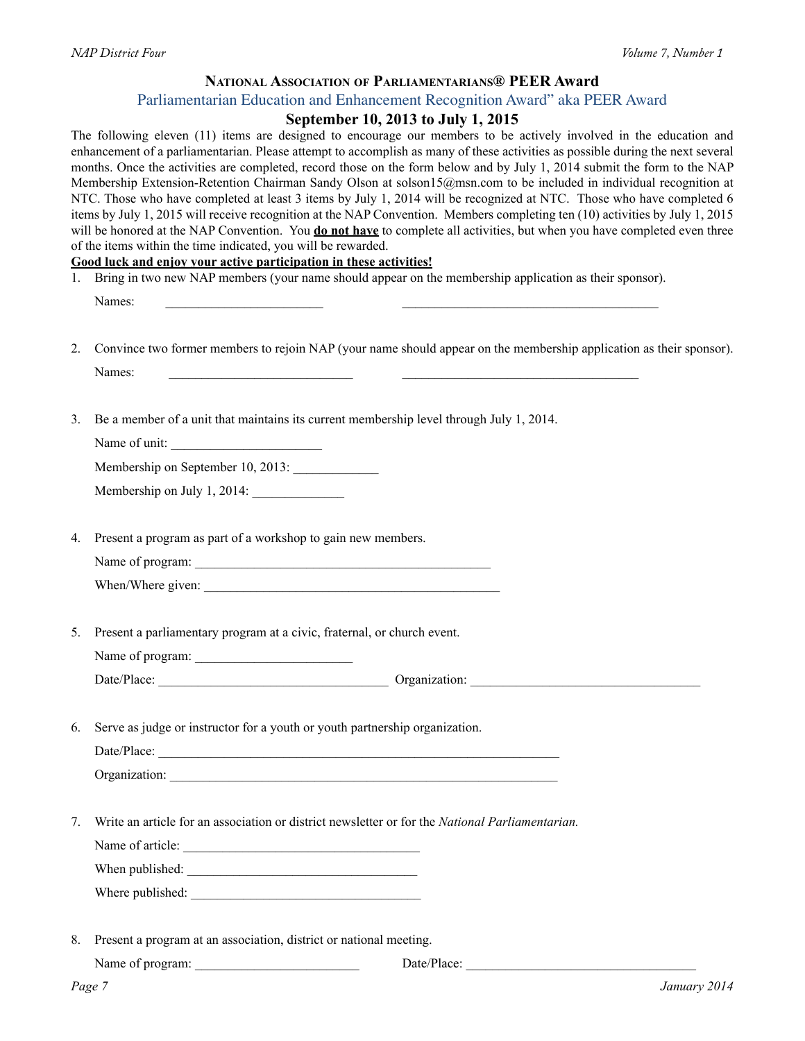## NATIONAL ASSOCIATION OF PARLIAMENTARIANS® PEER Award

### Parliamentarian Education and Enhancement Recognition Award" aka PEER Award

### September 10, 2013 to July 1, 2015

The following eleven (11) items are designed to encourage our members to be actively involved in the education and enhancement of a parliamentarian. Please attempt to accomplish as many of these activities as possible during the next several months. Once the activities are completed, record those on the form below and by July 1, 2014 submit the form to the NAP Membership Extension-Retention Chairman Sandy Olson at solson15@msn.com to be included in individual recognition at NTC. Those who have completed at least 3 items by July 1, 2014 will be recognized at NTC. Those who have completed 6 items by July 1, 2015 will receive recognition at the NAP Convention. Members completing ten (10) activities by July 1, 2015 will be honored at the NAP Convention. You **do not have** to complete all activities, but when you have completed even three of the items within the time indicated, you will be rewarded.

**Good luck and enjoy your active participation in these activities!**

1. Bring in two new NAP members (your name should appear on the membership application as their sponsor).

   Names: ________________________ ________________________________________

2. Convince two former members to rejoin NAP (your name should appear on the membership application as their sponsor).

   Names: ____________________________ ____________________________________

3. Be a member of a unit that maintains its current membership level through July 1, 2014.

   Name of unit: _______________________

   Membership on September 10, 2013: _____________

   Membership on July 1, 2014: ______________

4. Present a program as part of a workshop to gain new members.

   Name of program: ______________________________________________

   When/Where given: ______________________________________________

5. Present a parliamentary program at a civic, fraternal, or church event.

   Name of program: ________________________

   Date/Place: ___________________________________ Organization: ____________________________________

6. Serve as judge or instructor for a youth or youth partnership organization.

   Date/Place: ______________________________________________________________

   Organization: ____________________________________________________________

7. Write an article for an association or district newsletter or for the *National Parliamentarian.*

   Name of article: _____________________________________

   When published: ____________________________________

   Where published: ____________________________________

8. Present a program at an association, district or national meeting.

   Name of program: _________________________ Date/Place: ____________________________________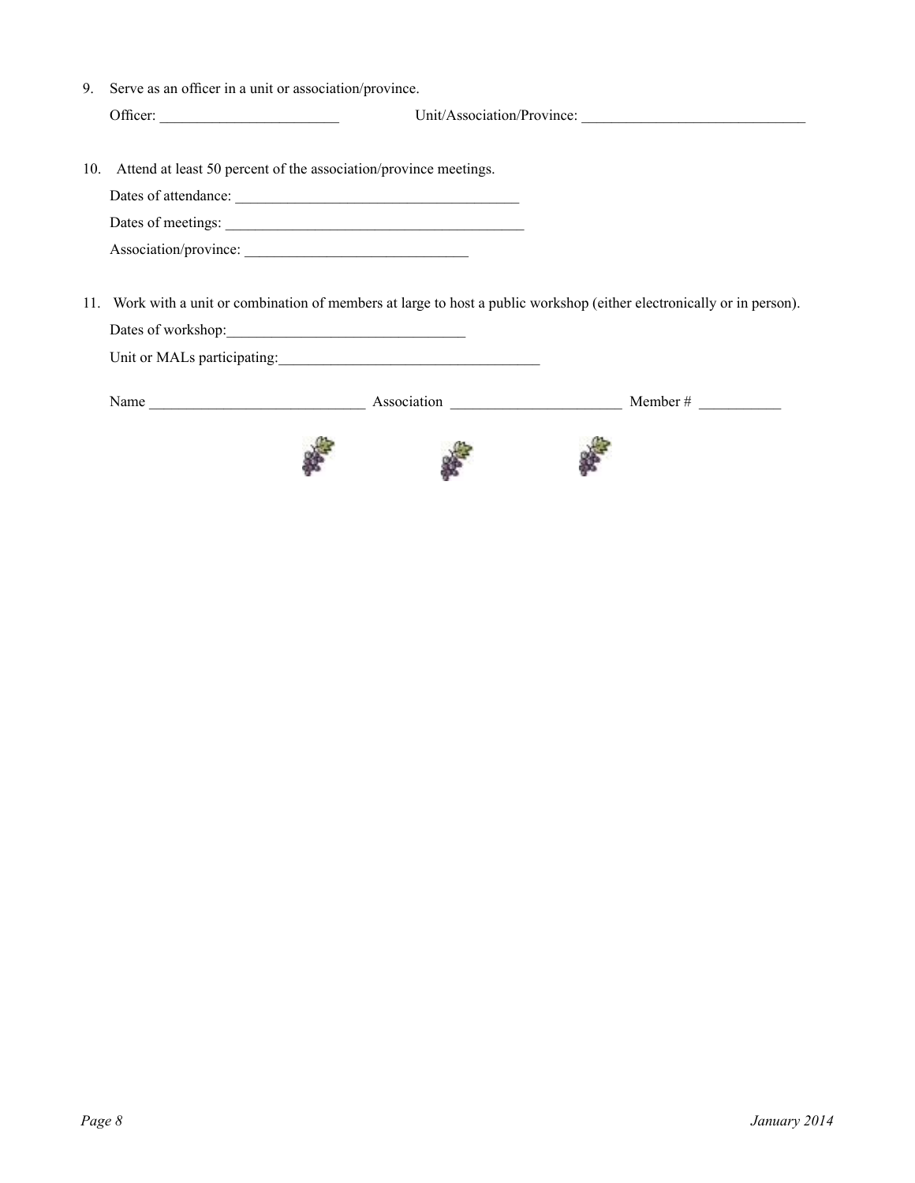9. Serve as an officer in a unit or association/province.

   Officer: ________________________ Unit/Association/Province: ______________________________

10. Attend at least 50 percent of the association/province meetings.

    Dates of attendance: ______________________________________

    Dates of meetings: ________________________________________

    Association/province: ______________________________

11. Work with a unit or combination of members at large to host a public workshop (either electronically or in person).

    Dates of workshop:________________________________

    Unit or MALs participating:___________________________________

Name _____________________________ Association _______________________ Member # ___________